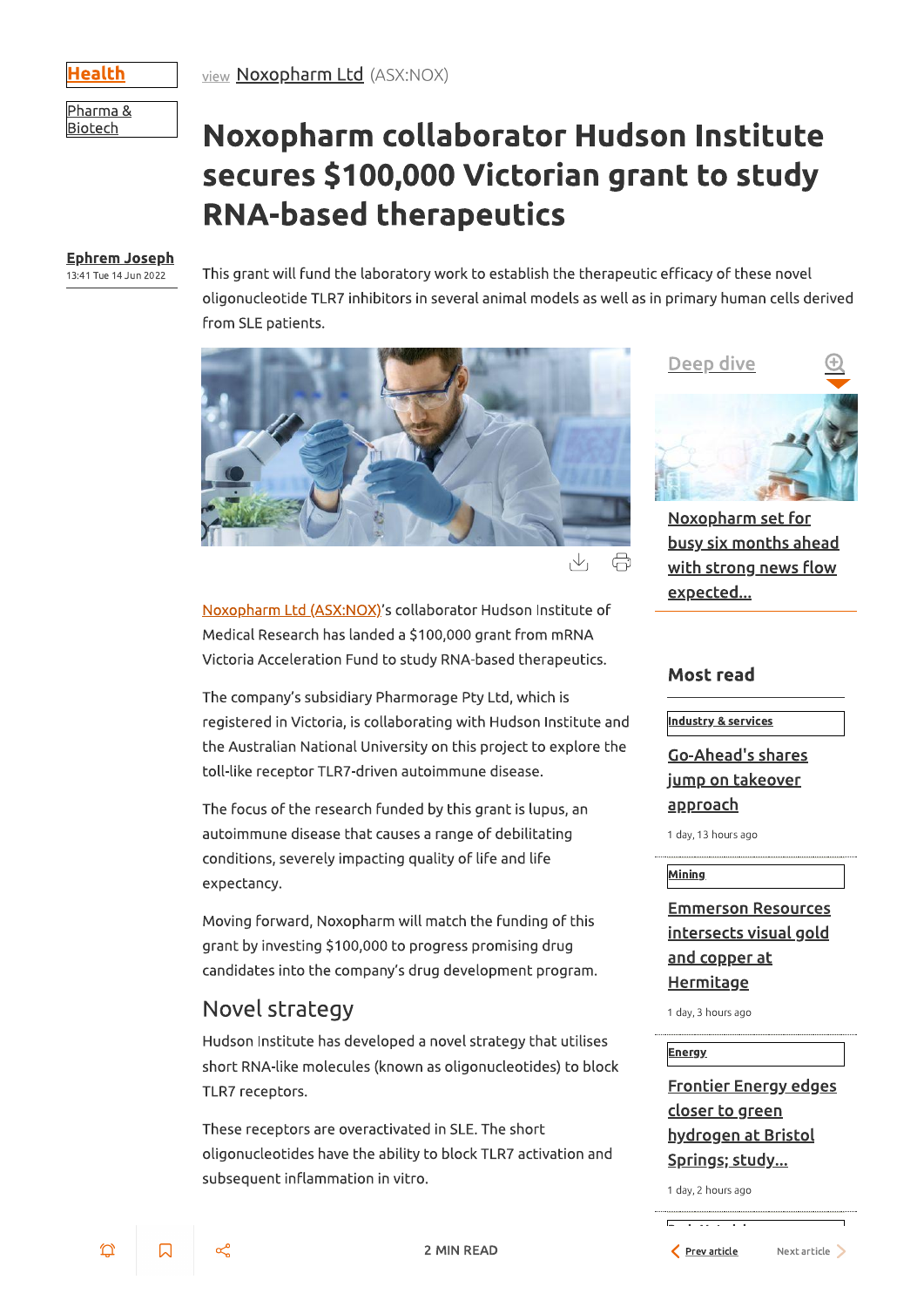Health

Pharma & Biotech

view Noxopharm Ltd (ASX:NOX)

# Noxopharm collaborator Hudson Institute secures $100,000 Victorian grant to study RNA-based therapeutics

Ephrem Joseph
13:41 Tue 14 Jun 2022

This grant will fund the laboratory work to establish the therapeutic efficacy of these novel oligonucleotide TLR7 inhibitors in several animal models as well as in primary human cells derived from SLE patients.

Noxopharm Ltd (ASX:NOX)'s collaborator Hudson Institute of Medical Research has landed a $100,000 grant from mRNA Victoria Acceleration Fund to study RNA-based therapeutics.

The company's subsidiary Pharmorage Pty Ltd, which is registered in Victoria, is collaborating with Hudson Institute and the Australian National University on this project to explore the toll-like receptor TLR7-driven autoimmune disease.

The focus of the research funded by this grant is lupus, an autoimmune disease that causes a range of debilitating conditions, severely impacting quality of life and life expectancy.

Moving forward, Noxopharm will match the funding of this grant by investing $100,000 to progress promising drug candidates into the company's drug development program.

## Novel strategy

Hudson Institute has developed a novel strategy that utilises short RNA-like molecules (known as oligonucleotides) to block TLR7 receptors.

These receptors are overactivated in SLE. The short oligonucleotides have the ability to block TLR7 activation and subsequent inflammation in vitro.

Deep dive

Noxopharm set for busy six months ahead with strong news flow expected...

## Most read

Industry & services

Go-Ahead's shares jump on takeover approach

1 day, 13 hours ago

Mining

Emmerson Resources intersects visual gold and copper at Hermitage

1 day, 3 hours ago

Energy

Frontier Energy edges closer to green hydrogen at Bristol Springs; study...

1 day, 2 hours ago

2 MIN READ

Prev article Next article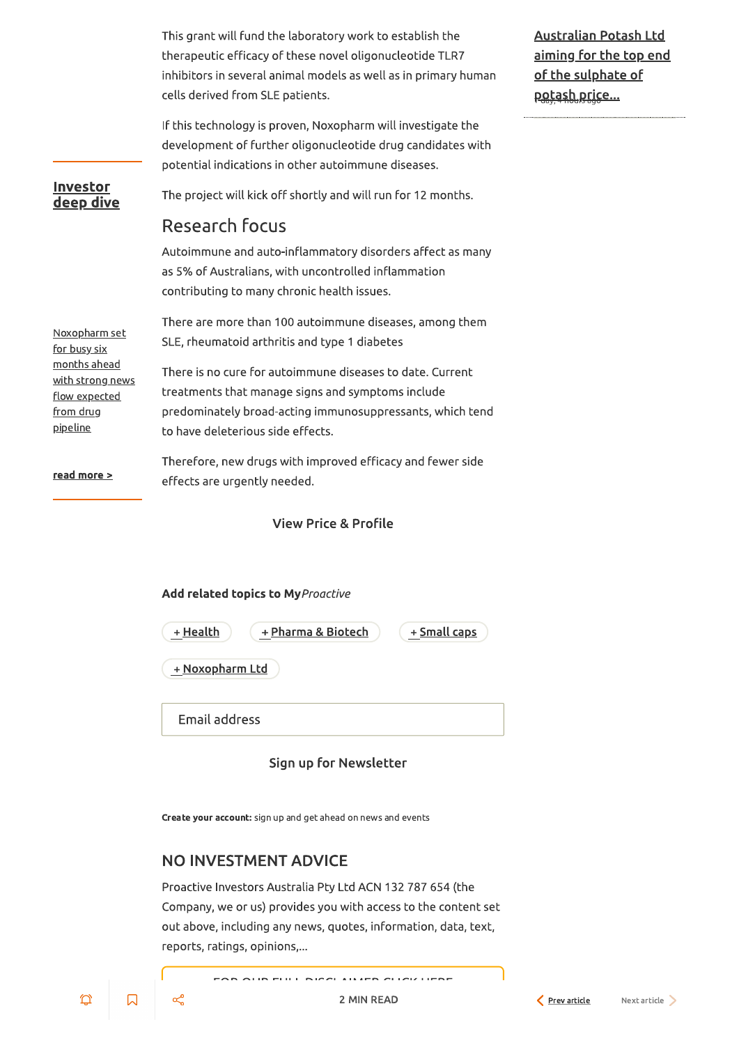This grant will fund the laboratory work to establish the therapeutic efficacy of these novel oligonucleotide TLR7 inhibitors in several animal models as well as in primary human cells derived from SLE patients.

If this technology is proven, Noxopharm will investigate the development of further oligonucleotide drug candidates with potential indications in other autoimmune diseases.

The project will kick off shortly and will run for 12 months.

## Research focus

Autoimmune and auto-inflammatory disorders affect as many as 5% of Australians, with uncontrolled inflammation contributing to many chronic health issues.

There are more than 100 autoimmune diseases, among them SLE, rheumatoid arthritis and type 1 diabetes

There is no cure for autoimmune diseases to date. Current treatments that manage signs and symptoms include predominately broad-acting immunosuppressants, which tend to have deleterious side effects.

Therefore, new drugs with improved efficacy and fewer side effects are urgently needed.

**Investor deep dive**

Noxopharm set for busy six months ahead with strong news flow expected from drug pipeline

**read more >**

Australian Potash Ltd aiming for the top end of the sulphate of potash price...

1 day, 4 hours ago

View Price & Profile

**Add related topics to My*Proactive***

+ Health
+ Pharma & Biotech
+ Small caps
+ Noxopharm Ltd

Email address

Sign up for Newsletter

**Create your account:** sign up and get ahead on news and events

## NO INVESTMENT ADVICE

Proactive Investors Australia Pty Ltd ACN 132 787 654 (the Company, we or us) provides you with access to the content set out above, including any news, quotes, information, data, text, reports, ratings, opinions,...

FOR OUR FULL DISCLAIMER CLICK HERE

2 MIN READ

Prev article

Next article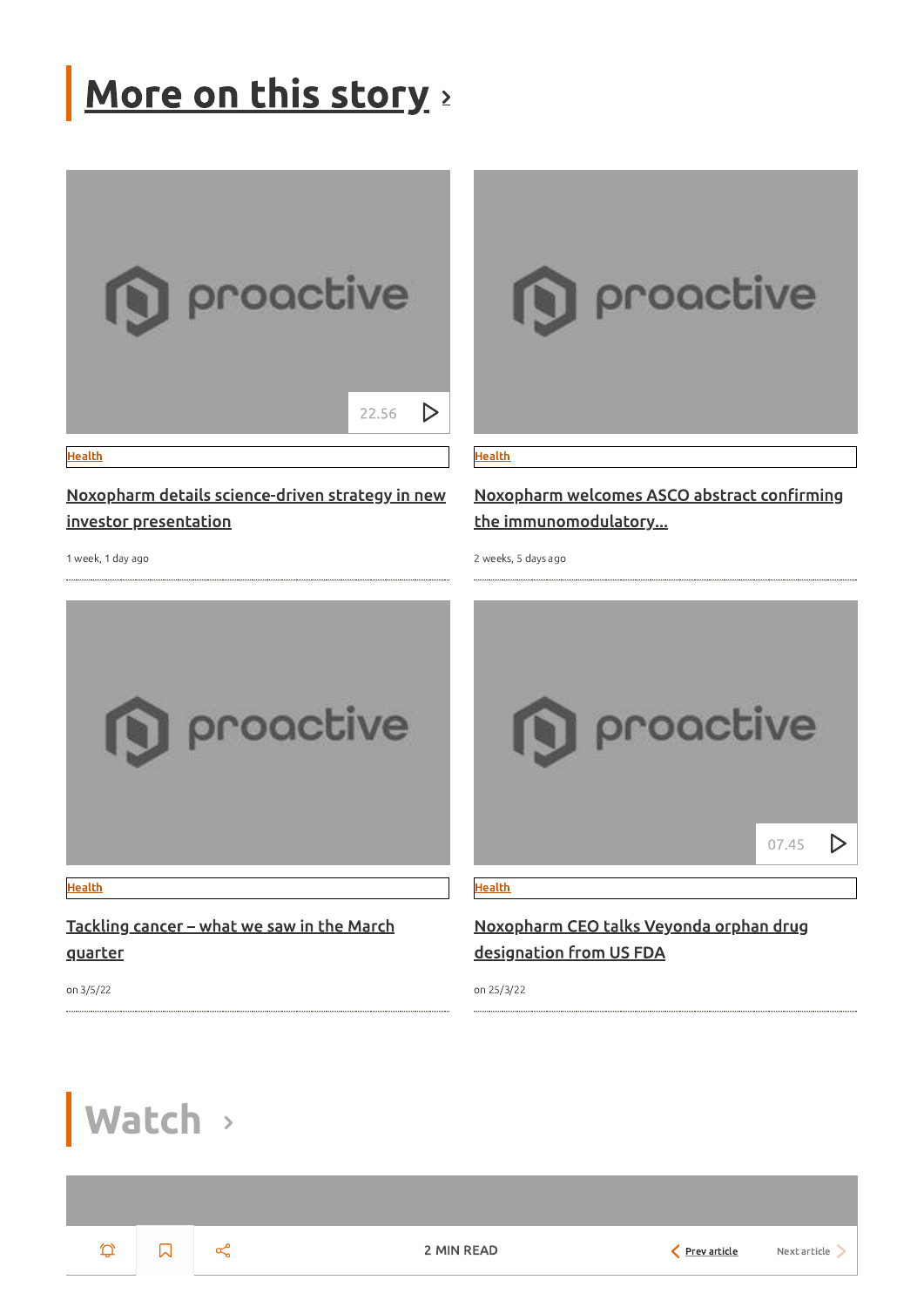## More on this story ›

22.56

Health

**Noxopharm details science-driven strategy in new investor presentation**

1 week, 1 day ago

Health

**Noxopharm welcomes ASCO abstract confirming the immunomodulatory...**

2 weeks, 5 days ago

Health

**Tackling cancer – what we saw in the March quarter**

on 3/5/22

07.45

Health

**Noxopharm CEO talks Veyonda orphan drug designation from US FDA**

on 25/3/22

## Watch ›

2 MIN READ

Prev article

Next article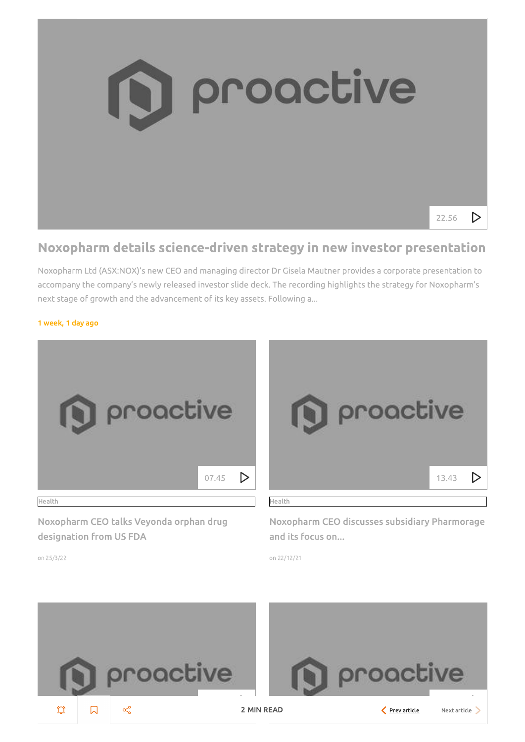22.56

## Noxopharm details science-driven strategy in new investor presentation

Noxopharm Ltd (ASX:NOX)'s new CEO and managing director Dr Gisela Mautner provides a corporate presentation to accompany the company's newly released investor slide deck. The recording highlights the strategy for Noxopharm's next stage of growth and the advancement of its key assets. Following a...

1 week, 1 day ago

07.45

Health

Noxopharm CEO talks Veyonda orphan drug designation from US FDA

on 25/3/22

13.43

Health

Noxopharm CEO discusses subsidiary Pharmorage and its focus on...

on 22/12/21

2 MIN READ

Prev article

Next article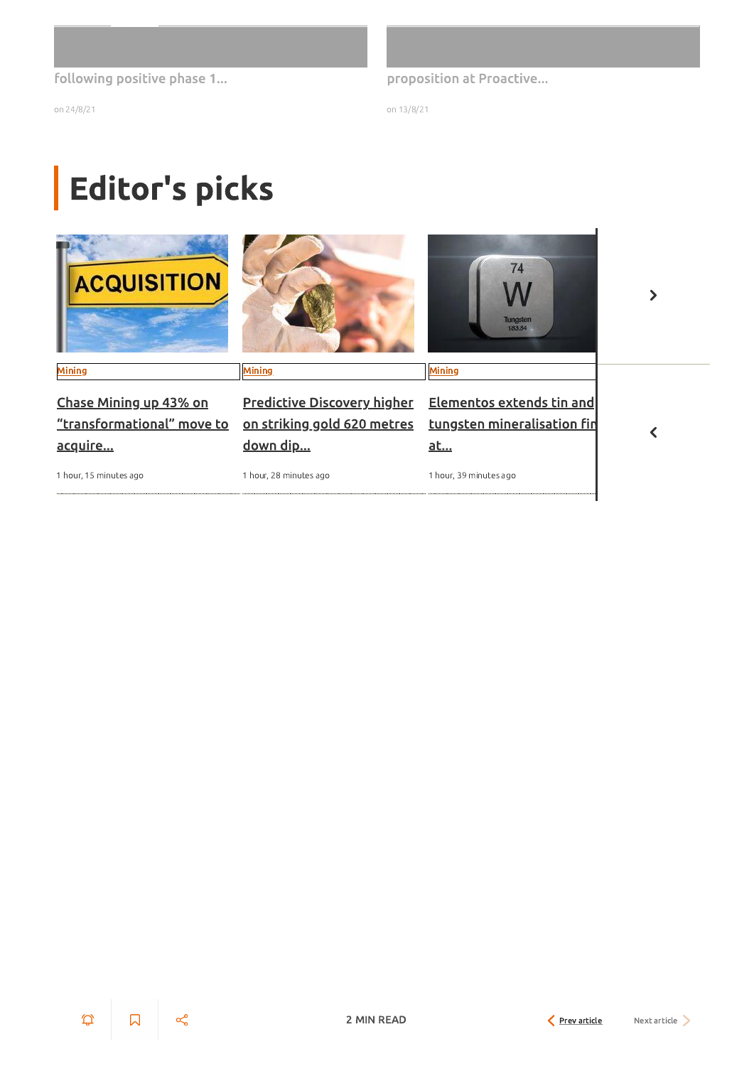following positive phase 1...

on 24/8/21

proposition at Proactive...

on 13/8/21

# Editor's picks

Mining

**Chase Mining up 43% on “transformational” move to acquire...**

1 hour, 15 minutes ago

Mining

**Predictive Discovery higher on striking gold 620 metres down dip...**

1 hour, 28 minutes ago

Mining

**Elementos extends tin and tungsten mineralisation fin at...**

1 hour, 39 minutes ago

2 MIN READ

Prev article

Next article